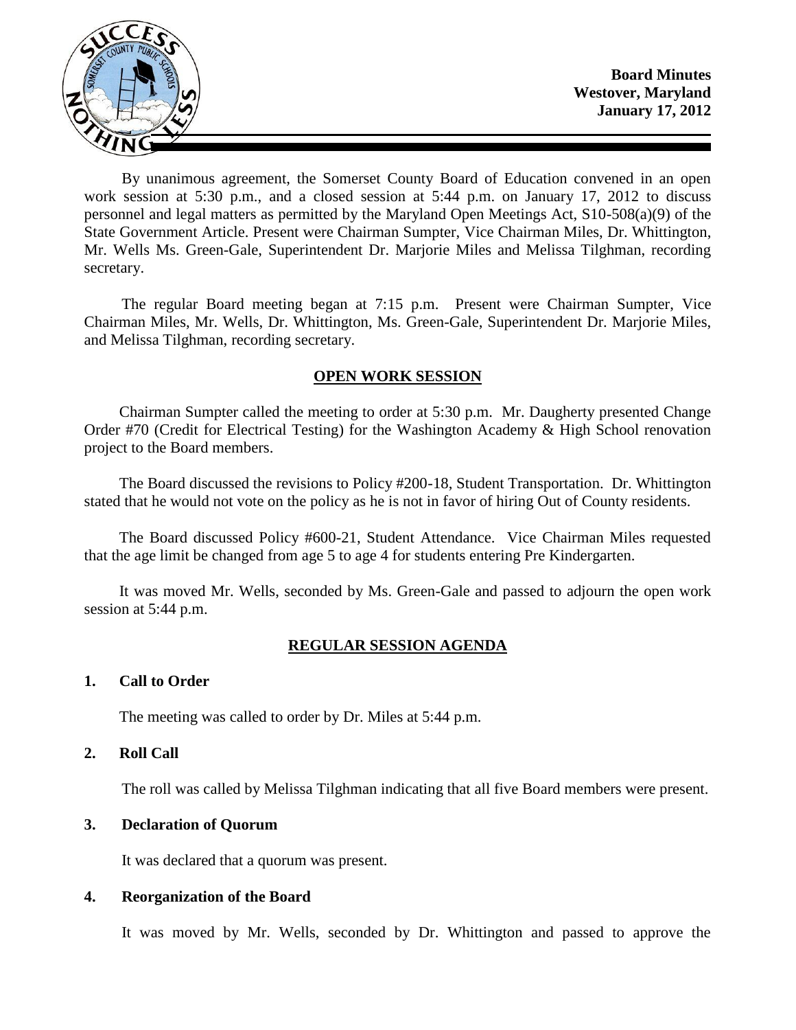**Board Minutes**
**Westover, Maryland**
**January 17, 2012**

By unanimous agreement, the Somerset County Board of Education convened in an open work session at 5:30 p.m., and a closed session at 5:44 p.m. on January 17, 2012 to discuss personnel and legal matters as permitted by the Maryland Open Meetings Act, S10-508(a)(9) of the State Government Article. Present were Chairman Sumpter, Vice Chairman Miles, Dr. Whittington, Mr. Wells Ms. Green-Gale, Superintendent Dr. Marjorie Miles and Melissa Tilghman, recording secretary.

The regular Board meeting began at 7:15 p.m. Present were Chairman Sumpter, Vice Chairman Miles, Mr. Wells, Dr. Whittington, Ms. Green-Gale, Superintendent Dr. Marjorie Miles, and Melissa Tilghman, recording secretary.

## OPEN WORK SESSION

Chairman Sumpter called the meeting to order at 5:30 p.m. Mr. Daugherty presented Change Order #70 (Credit for Electrical Testing) for the Washington Academy & High School renovation project to the Board members.

The Board discussed the revisions to Policy #200-18, Student Transportation. Dr. Whittington stated that he would not vote on the policy as he is not in favor of hiring Out of County residents.

The Board discussed Policy #600-21, Student Attendance. Vice Chairman Miles requested that the age limit be changed from age 5 to age 4 for students entering Pre Kindergarten.

It was moved Mr. Wells, seconded by Ms. Green-Gale and passed to adjourn the open work session at 5:44 p.m.

## REGULAR SESSION AGENDA

### 1. Call to Order

The meeting was called to order by Dr. Miles at 5:44 p.m.

### 2. Roll Call

The roll was called by Melissa Tilghman indicating that all five Board members were present.

### 3. Declaration of Quorum

It was declared that a quorum was present.

### 4. Reorganization of the Board

It was moved by Mr. Wells, seconded by Dr. Whittington and passed to approve the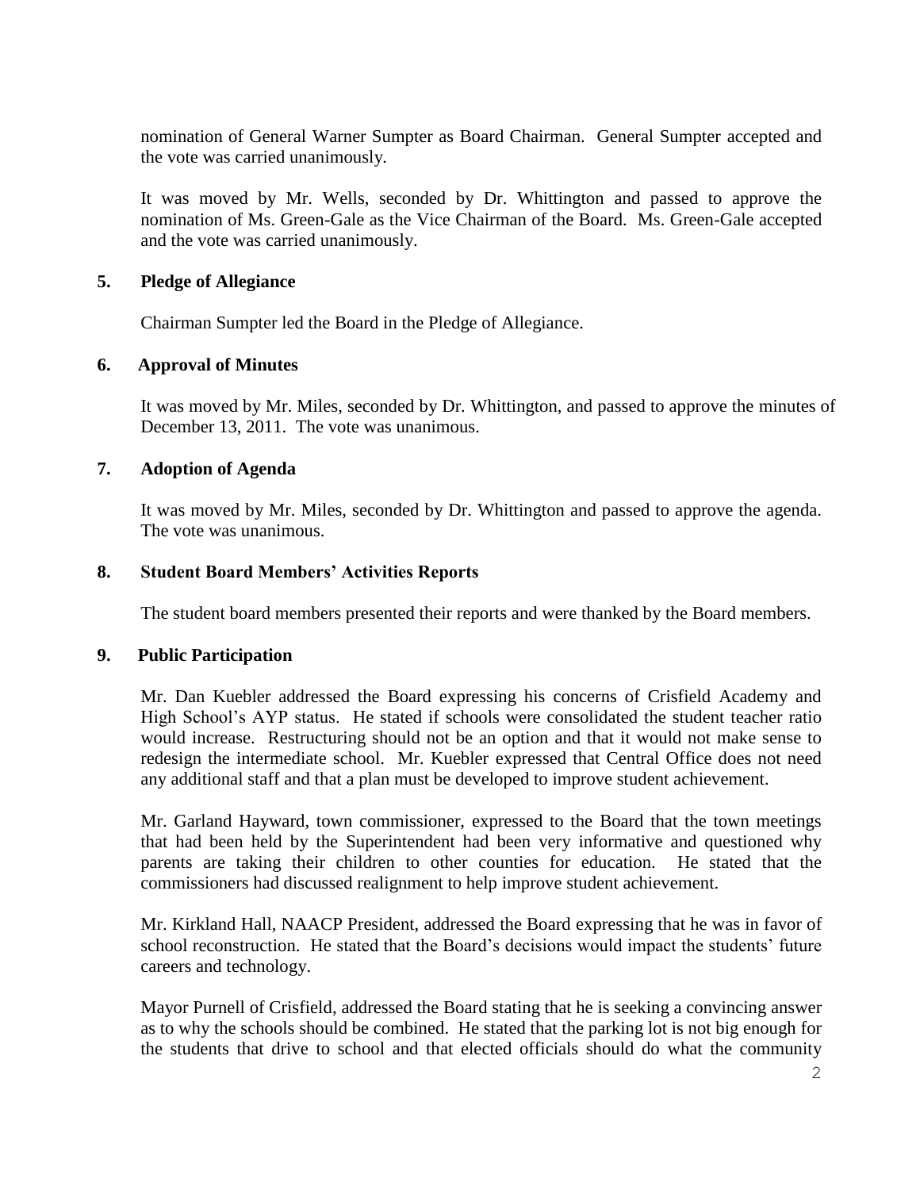nomination of General Warner Sumpter as Board Chairman. General Sumpter accepted and the vote was carried unanimously.

It was moved by Mr. Wells, seconded by Dr. Whittington and passed to approve the nomination of Ms. Green-Gale as the Vice Chairman of the Board. Ms. Green-Gale accepted and the vote was carried unanimously.

**5. Pledge of Allegiance**

Chairman Sumpter led the Board in the Pledge of Allegiance.

**6. Approval of Minutes**

It was moved by Mr. Miles, seconded by Dr. Whittington, and passed to approve the minutes of December 13, 2011. The vote was unanimous.

**7. Adoption of Agenda**

It was moved by Mr. Miles, seconded by Dr. Whittington and passed to approve the agenda. The vote was unanimous.

**8. Student Board Members' Activities Reports**

The student board members presented their reports and were thanked by the Board members.

**9. Public Participation**

Mr. Dan Kuebler addressed the Board expressing his concerns of Crisfield Academy and High School's AYP status. He stated if schools were consolidated the student teacher ratio would increase. Restructuring should not be an option and that it would not make sense to redesign the intermediate school. Mr. Kuebler expressed that Central Office does not need any additional staff and that a plan must be developed to improve student achievement.

Mr. Garland Hayward, town commissioner, expressed to the Board that the town meetings that had been held by the Superintendent had been very informative and questioned why parents are taking their children to other counties for education. He stated that the commissioners had discussed realignment to help improve student achievement.

Mr. Kirkland Hall, NAACP President, addressed the Board expressing that he was in favor of school reconstruction. He stated that the Board's decisions would impact the students' future careers and technology.

Mayor Purnell of Crisfield, addressed the Board stating that he is seeking a convincing answer as to why the schools should be combined. He stated that the parking lot is not big enough for the students that drive to school and that elected officials should do what the community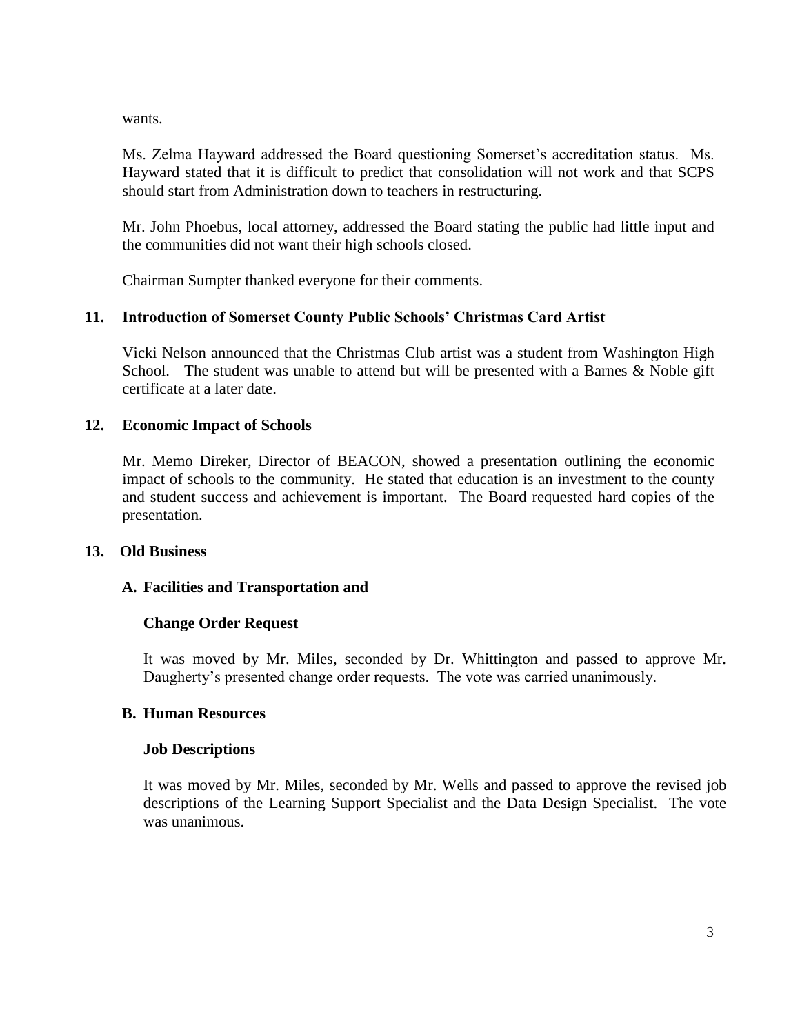wants.

Ms. Zelma Hayward addressed the Board questioning Somerset's accreditation status. Ms. Hayward stated that it is difficult to predict that consolidation will not work and that SCPS should start from Administration down to teachers in restructuring.

Mr. John Phoebus, local attorney, addressed the Board stating the public had little input and the communities did not want their high schools closed.

Chairman Sumpter thanked everyone for their comments.

**11. Introduction of Somerset County Public Schools' Christmas Card Artist**

Vicki Nelson announced that the Christmas Club artist was a student from Washington High School. The student was unable to attend but will be presented with a Barnes & Noble gift certificate at a later date.

**12. Economic Impact of Schools**

Mr. Memo Direker, Director of BEACON, showed a presentation outlining the economic impact of schools to the community. He stated that education is an investment to the county and student success and achievement is important. The Board requested hard copies of the presentation.

**13. Old Business**

**A. Facilities and Transportation and**

**Change Order Request**

It was moved by Mr. Miles, seconded by Dr. Whittington and passed to approve Mr. Daugherty's presented change order requests. The vote was carried unanimously.

**B. Human Resources**

**Job Descriptions**

It was moved by Mr. Miles, seconded by Mr. Wells and passed to approve the revised job descriptions of the Learning Support Specialist and the Data Design Specialist. The vote was unanimous.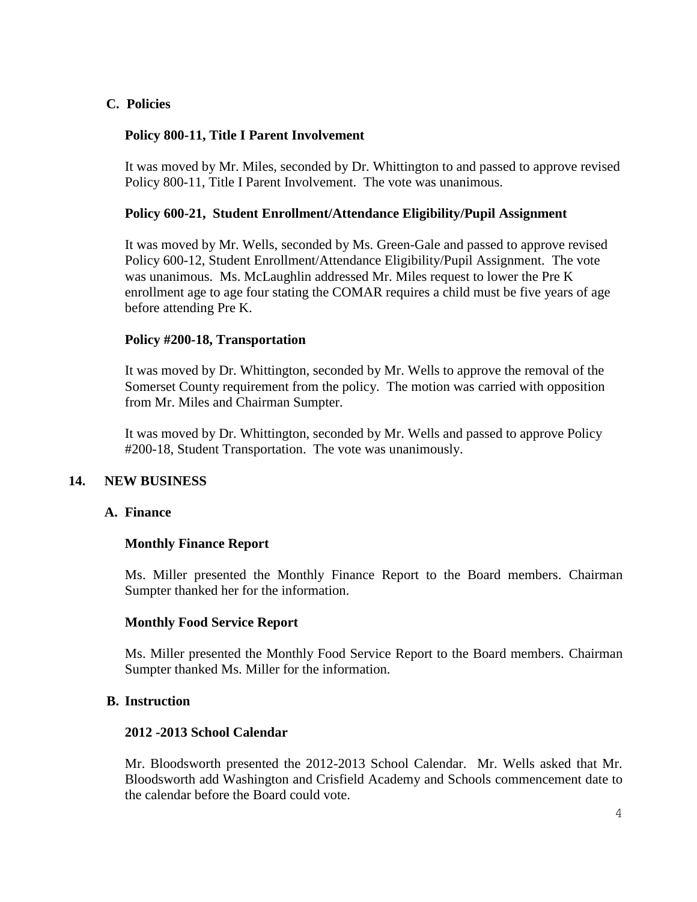**C. Policies**

**Policy 800-11, Title I Parent Involvement**

It was moved by Mr. Miles, seconded by Dr. Whittington to and passed to approve revised Policy 800-11, Title I Parent Involvement. The vote was unanimous.

**Policy 600-21, Student Enrollment/Attendance Eligibility/Pupil Assignment**

It was moved by Mr. Wells, seconded by Ms. Green-Gale and passed to approve revised Policy 600-12, Student Enrollment/Attendance Eligibility/Pupil Assignment. The vote was unanimous. Ms. McLaughlin addressed Mr. Miles request to lower the Pre K enrollment age to age four stating the COMAR requires a child must be five years of age before attending Pre K.

**Policy #200-18, Transportation**

It was moved by Dr. Whittington, seconded by Mr. Wells to approve the removal of the Somerset County requirement from the policy. The motion was carried with opposition from Mr. Miles and Chairman Sumpter.

It was moved by Dr. Whittington, seconded by Mr. Wells and passed to approve Policy #200-18, Student Transportation. The vote was unanimously.

## 14. NEW BUSINESS

**A. Finance**

**Monthly Finance Report**

Ms. Miller presented the Monthly Finance Report to the Board members. Chairman Sumpter thanked her for the information.

**Monthly Food Service Report**

Ms. Miller presented the Monthly Food Service Report to the Board members. Chairman Sumpter thanked Ms. Miller for the information.

**B. Instruction**

**2012 -2013 School Calendar**

Mr. Bloodsworth presented the 2012-2013 School Calendar. Mr. Wells asked that Mr. Bloodsworth add Washington and Crisfield Academy and Schools commencement date to the calendar before the Board could vote.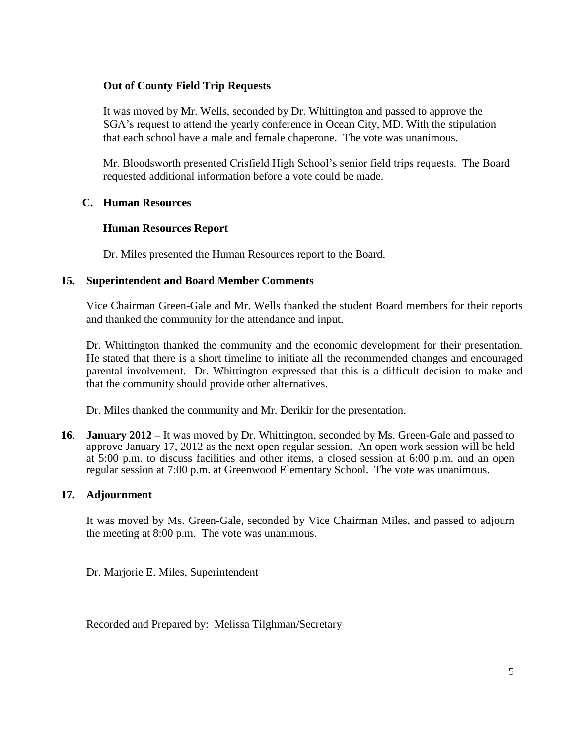**Out of County Field Trip Requests**

It was moved by Mr. Wells, seconded by Dr. Whittington and passed to approve the SGA's request to attend the yearly conference in Ocean City, MD. With the stipulation that each school have a male and female chaperone. The vote was unanimous.

Mr. Bloodsworth presented Crisfield High School's senior field trips requests. The Board requested additional information before a vote could be made.

**C. Human Resources**

**Human Resources Report**

Dr. Miles presented the Human Resources report to the Board.

**15. Superintendent and Board Member Comments**

Vice Chairman Green-Gale and Mr. Wells thanked the student Board members for their reports and thanked the community for the attendance and input.

Dr. Whittington thanked the community and the economic development for their presentation. He stated that there is a short timeline to initiate all the recommended changes and encouraged parental involvement. Dr. Whittington expressed that this is a difficult decision to make and that the community should provide other alternatives.

Dr. Miles thanked the community and Mr. Derikir for the presentation.

**16. January 2012 –** It was moved by Dr. Whittington, seconded by Ms. Green-Gale and passed to approve January 17, 2012 as the next open regular session. An open work session will be held at 5:00 p.m. to discuss facilities and other items, a closed session at 6:00 p.m. and an open regular session at 7:00 p.m. at Greenwood Elementary School. The vote was unanimous.

**17. Adjournment**

It was moved by Ms. Green-Gale, seconded by Vice Chairman Miles, and passed to adjourn the meeting at 8:00 p.m. The vote was unanimous.

Dr. Marjorie E. Miles, Superintendent

Recorded and Prepared by: Melissa Tilghman/Secretary